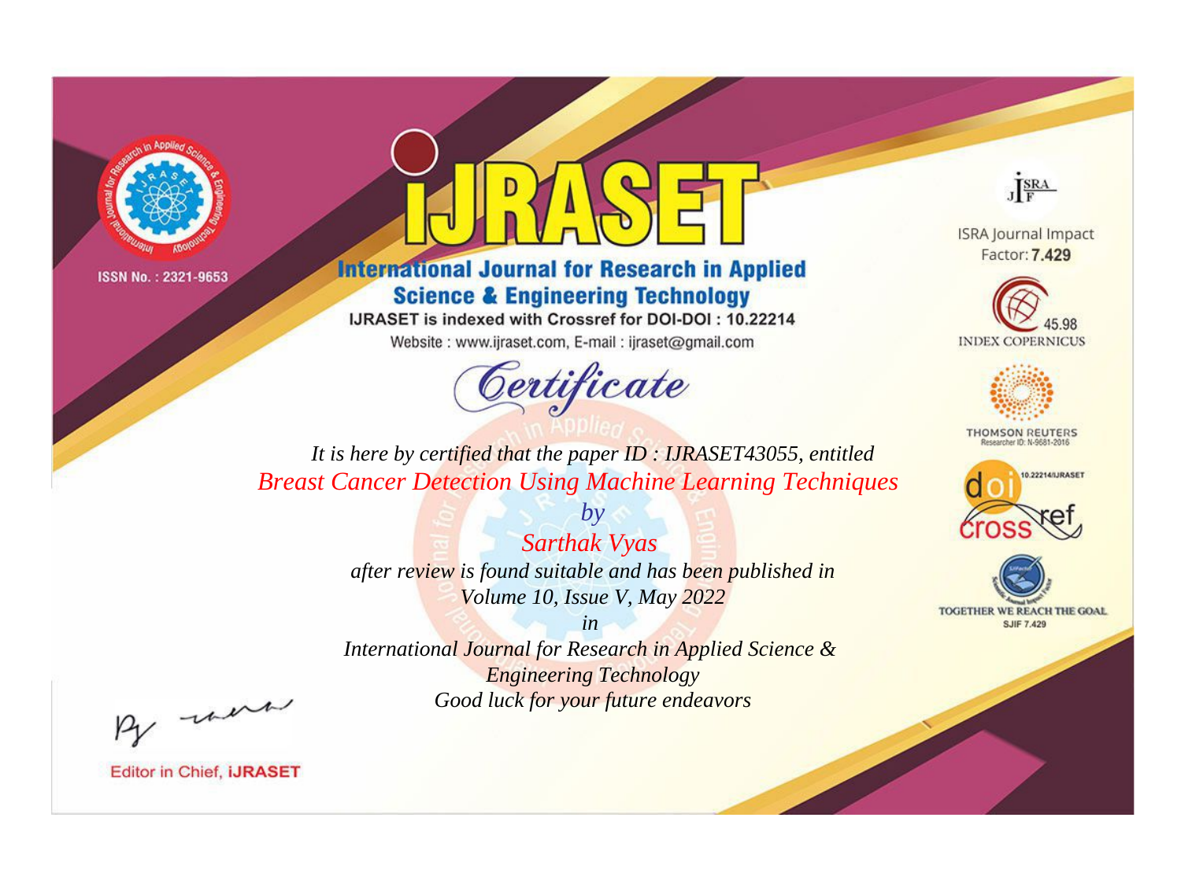ISSN No. : 2321-9653

# IJRASET

## International Journal for Research in Applied Science & Engineering Technology

IJRASET is indexed with Crossref for DOI-DOI : 10.22214

Website : www.ijraset.com, E-mail : ijraset@gmail.com

## *Certificate*

*It is here by certified that the paper ID : IJRASET43055, entitled*

*Breast Cancer Detection Using Machine Learning Techniques*

*by*

*Sarthak Vyas*

*after review is found suitable and has been published in*

*Volume 10, Issue V, May 2022*

*in*

*International Journal for Research in Applied Science & Engineering Technology*

*Good luck for your future endeavors*

Editor in Chief, IJRASET

ISRA Journal Impact Factor: **7.429**

45.98 INDEX COPERNICUS

THOMSON REUTERS Researcher ID: N-9681-2016

10.22214/IJRASET

TOGETHER WE REACH THE GOAL SJIF 7.429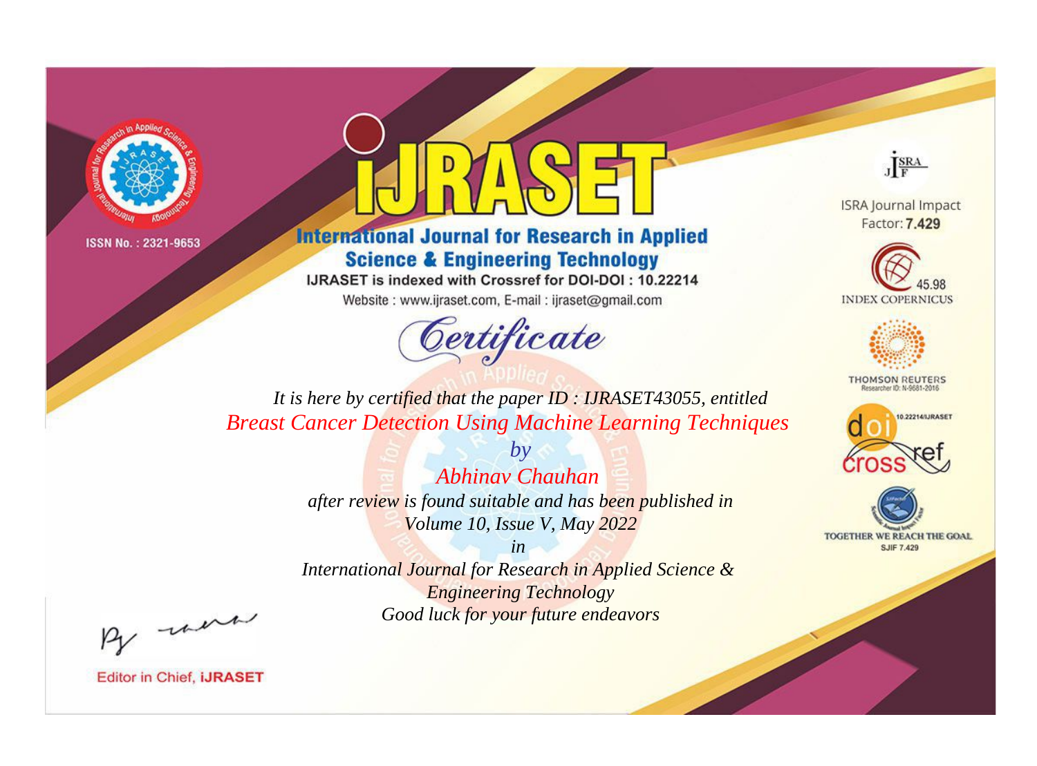ISSN No. : 2321-9653

# IJRASET

## International Journal for Research in Applied Science & Engineering Technology

IJRASET is indexed with Crossref for DOI-DOI : 10.22214

Website : www.ijraset.com, E-mail : ijraset@gmail.com

ISRA Journal Impact Factor: **7.429**

45.98 INDEX COPERNICUS

THOMSON REUTERS Researcher ID: N-9681-2016

10.22214/IJRASET

TOGETHER WE REACH THE GOAL SJIF 7.429

*Certificate*

*It is here by certified that the paper ID : IJRASET43055, entitled*

*Breast Cancer Detection Using Machine Learning Techniques*

*by*

*Abhinav Chauhan*

*after review is found suitable and has been published in*

*Volume 10, Issue V, May 2022*

*in*

*International Journal for Research in Applied Science & Engineering Technology*

*Good luck for your future endeavors*

Editor in Chief, **iJRASET**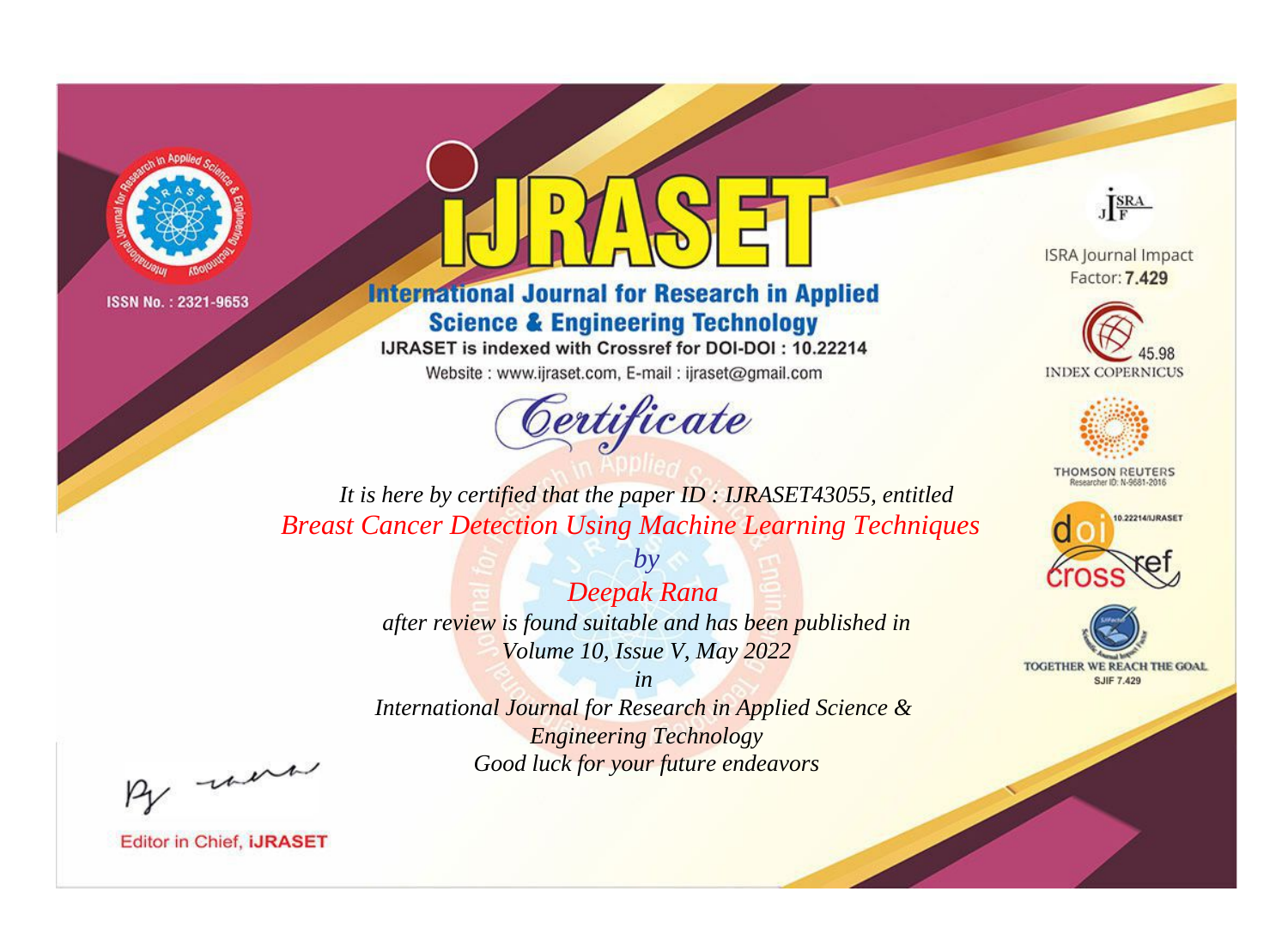ISSN No. : 2321-9653

# IJRASET

## International Journal for Research in Applied Science & Engineering Technology

IJRASET is indexed with Crossref for DOI-DOI : 10.22214

Website : www.ijraset.com, E-mail : ijraset@gmail.com

*Certificate*

*It is here by certified that the paper ID : IJRASET43055, entitled*

*Breast Cancer Detection Using Machine Learning Techniques*

*by*

*Deepak Rana*

*after review is found suitable and has been published in*

*Volume 10, Issue V, May 2022*

*in*

*International Journal for Research in Applied Science & Engineering Technology*

*Good luck for your future endeavors*

Editor in Chief, iJRASET

ISRA Journal Impact Factor: **7.429**

45.98 INDEX COPERNICUS

THOMSON REUTERS Researcher ID: N-9681-2016

10.22214/IJRASET

TOGETHER WE REACH THE GOAL SJIF 7.429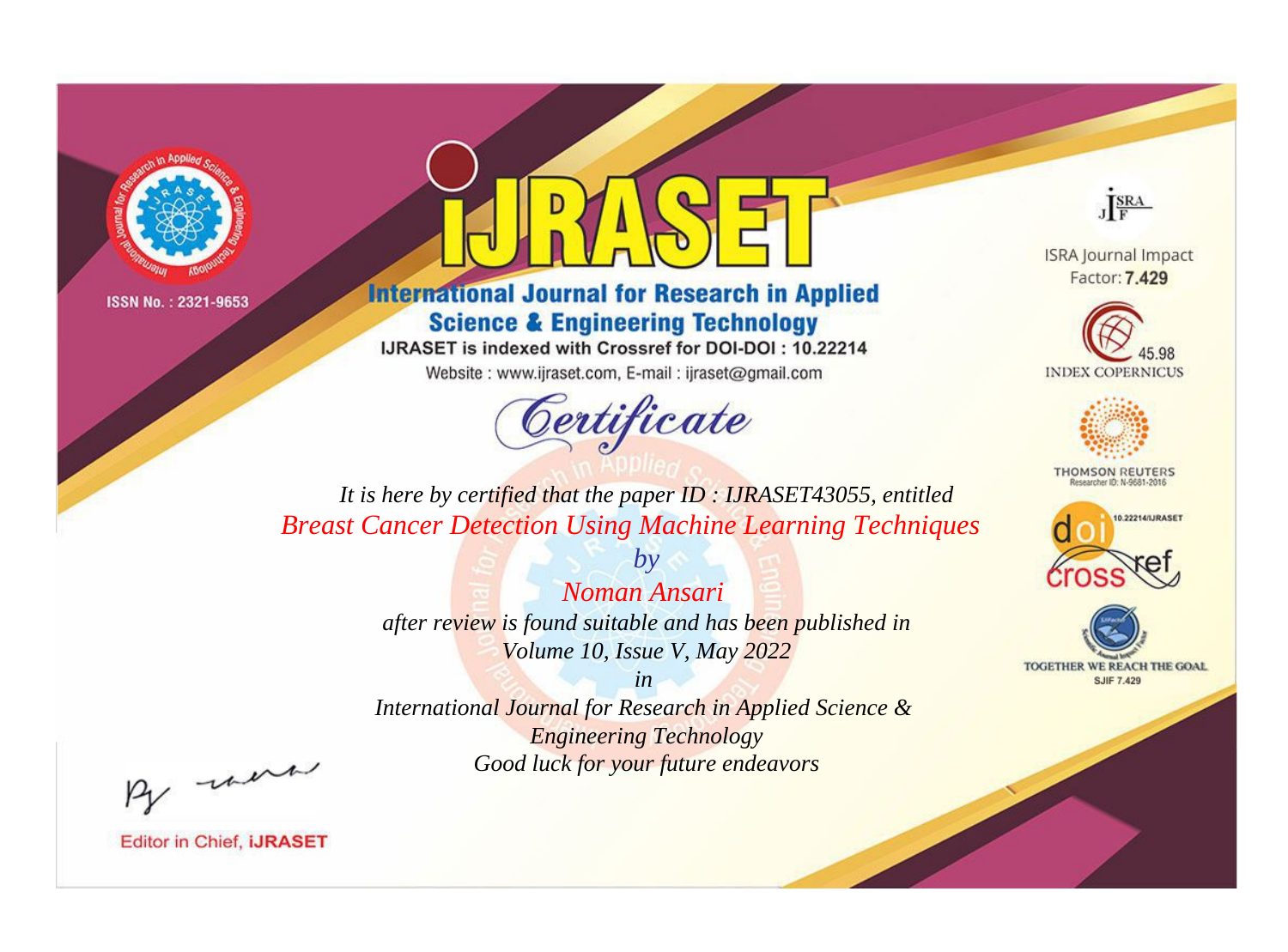ISSN No. : 2321-9653

# IJRASET

## International Journal for Research in Applied Science & Engineering Technology

IJRASET is indexed with Crossref for DOI-DOI : 10.22214

Website : www.ijraset.com, E-mail : ijraset@gmail.com

*Certificate*

*It is here by certified that the paper ID : IJRASET43055, entitled*

*Breast Cancer Detection Using Machine Learning Techniques*

*by*

*Noman Ansari*

*after review is found suitable and has been published in*

*Volume 10, Issue V, May 2022*

*in*

*International Journal for Research in Applied Science & Engineering Technology*

*Good luck for your future endeavors*

ISRA Journal Impact Factor: **7.429**

45.98 INDEX COPERNICUS

THOMSON REUTERS Researcher ID: N-9681-2016

10.22214/IJRASET

TOGETHER WE REACH THE GOAL SJIF 7.429

Editor in Chief, **IJRASET**